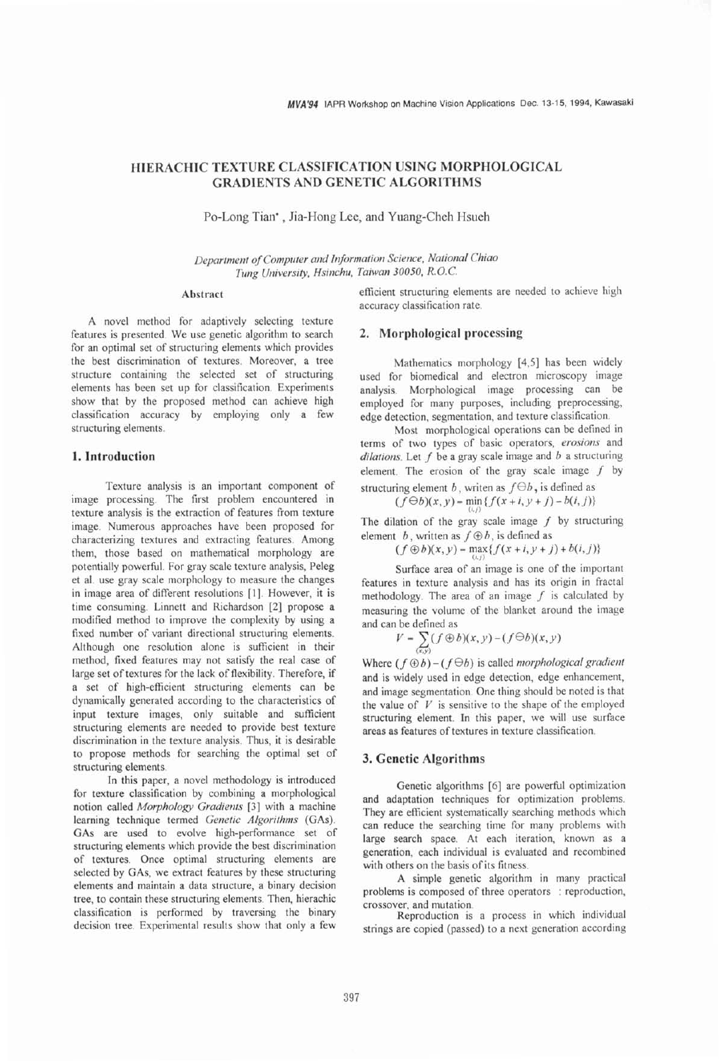# HIERACHIC TEXTURE CLASSIFICATION USING MORPHOLOGICAL GRADIENTS AND GENETIC ALGORITHMS

Po-Long Tian*, Jia-Hong Lee, and Yuang-Cheh Hsueh

*Department of Computer and Information Science, National Chiao Tung University, Hsinchu, Taiwan 30050, R.O.C.*

### Abstract

A novel method for adaptively selecting texture features is presented. We use genetic algorithm to search for an optimal set of structuring elements which provides the best discrimination of textures. Moreover, a tree structure containing the selected set of structuring elements has been set up for classification. Experiments show that by the proposed method can achieve high classification accuracy by employing only a few structuring elements.

## 1. Introduction

Texture analysis is an important component of image processing. The first problem encountered in texture analysis is the extraction of features from texture image. Numerous approaches have been proposed for characterizing textures and extracting features. Among them, those based on mathematical morphology are potentially powerful. For gray scale texture analysis, Peleg et al. use gray scale morphology to measure the changes in image area of different resolutions [1]. However, it is time consuming. Linnett and Richardson [2] propose a modified method to improve the complexity by using a fixed number of variant directional structuring elements. Although one resolution alone is sufficient in their method, fixed features may not satisfy the real case of large set of textures for the lack of flexibility. Therefore, if a set of high-efficient structuring elements can be dynamically generated according to the characteristics of input texture images, only suitable and sufficient structuring elements are needed to provide best texture discrimination in the texture analysis. Thus, it is desirable to propose methods for searching the optimal set of structuring elements.

In this paper, a novel methodology is introduced for texture classification by combining a morphological notion called *Morphology Gradients* [3] with a machine learning technique termed *Genetic Algorithms* (GAs). GAs are used to evolve high-performance set of structuring elements which provide the best discrimination of textures. Once optimal structuring elements are selected by GAs, we extract features by these structuring elements and maintain a data structure, a binary decision tree, to contain these structuring elements. Then, hierachic classification is performed by traversing the binary decision tree. Experimental results show that only a few efficient structuring elements are needed to achieve high accuracy classification rate.

## 2. Morphological processing

Mathematics morphology [4,5] has been widely used for biomedical and electron microscopy image analysis. Morphological image processing can be employed for many purposes, including preprocessing, edge detection, segmentation, and texture classification.

Most morphological operations can be defined in terms of two types of basic operators, *erosions* and *dilations*. Let $f$ be a gray scale image and $b$ a structuring element. The erosion of the gray scale image $f$ by structuring element $b$, writen as $f \ominus b$, is defined as

$$(f \ominus b)(x, y) = \min_{(i,j)} \{f(x+i, y+j) - b(i,j)\}$$

The dilation of the gray scale image $f$ by structuring element $b$, written as $f \oplus b$, is defined as

$$(f \oplus b)(x, y) = \max_{(i,j)} \{f(x+i, y+j) + b(i,j)\}$$

Surface area of an image is one of the important features in texture analysis and has its origin in fractal methodology. The area of an image $f$ is calculated by measuring the volume of the blanket around the image and can be defined as

$$V = \sum_{(x,y)} (f \oplus b)(x, y) - (f \ominus b)(x, y)$$

Where $(f \oplus b) - (f \ominus b)$ is called *morphological gradient* and is widely used in edge detection, edge enhancement, and image segmentation. One thing should be noted is that the value of $V$ is sensitive to the shape of the employed structuring element. In this paper, we will use surface areas as features of textures in texture classification.

## 3. Genetic Algorithms

Genetic algorithms [6] are powerful optimization and adaptation techniques for optimization problems. They are efficient systematically searching methods which can reduce the searching time for many problems with large search space. At each iteration, known as a generation, each individual is evaluated and recombined with others on the basis of its fitness.

A simple genetic algorithm in many practical problems is composed of three operators : reproduction, crossover, and mutation.

Reproduction is a process in which individual strings are copied (passed) to a next generation according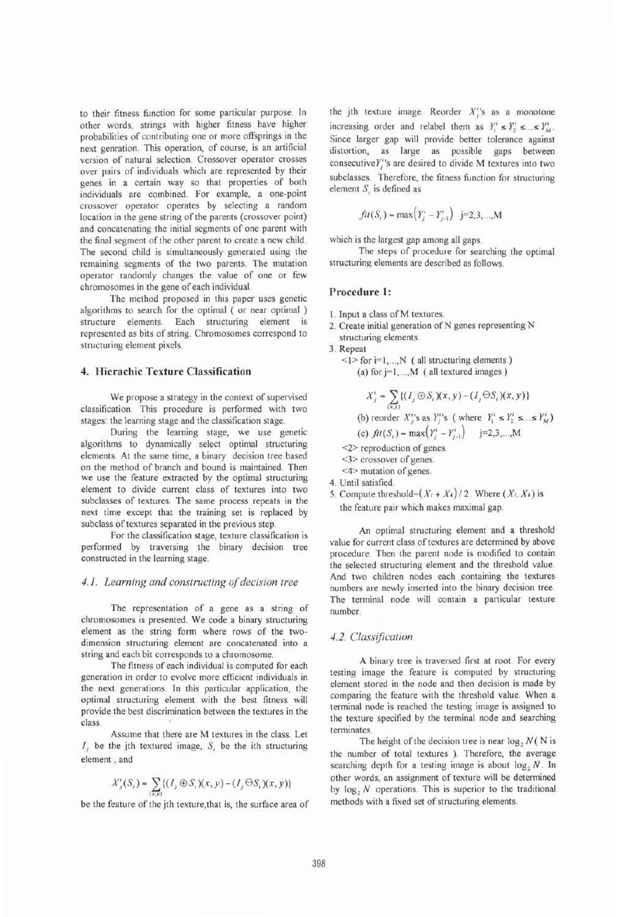to their fitness function for some particular purpose. In other words, strings with higher fitness have higher probabilities of contributing one or more offsprings in the next genration. This operation, of course, is an artificial version of natural selection. Crossover operator crosses over pairs of individuals which are represented by their genes in a certain way so that properties of both individuals are combined. For example, a one-point crossover operator operates by selecting a random location in the gene string of the parents (crossover point) and concatenating the initial segments of one parent with the final segment of the other parent to create a new child. The second child is simultaneously generated using the remaining segments of the two parents. The mutation operator randomly changes the value of one or few chromosomes in the gene of each individual.

The method proposed in this paper uses genetic algorithms to search for the optimal ( or near optimal ) structure elements. Each structuring element is represented as bits of string. Chromosomes correspond to structuring element pixels.

## 4. Hierachic Texture Classification

We propose a strategy in the context of supervised classification. This procedure is performed with two stages: the learning stage and the classification stage.

During the learning stage, we use genetic algorithms to dynamically select optimal structuring elements. At the same time, a binary decision tree based on the method of branch and bound is maintained. Then we use the feature extracted by the optimal structuring element to divide current class of textures into two subclasses of textures. The same process repeats in the next time except that the training set is replaced by subclass of textures separated in the previous step.

For the classification stage, texture classification is performed by traversing the binary decision tree constructed in the learning stage.

### *4.1. Learning and constructing of decision tree*

The representation of a gene as a string of chromosomes is presented. We code a binary structuring element as the string form where rows of the two-dimension structuring element are concatenated into a string and each bit corresponds to a chromosome.

The fitness of each individual is computed for each generation in order to evolve more efficient individuals in the next generations. In this particular application, the optimal structuring element with the best fitness will provide the best discrimination between the textures in the class.

Assume that there are M textures in the class. Let $I_j$ be the jth textured image, $S_i$ be the ith structuring element , and

$$X_j^i(S_i) = \sum_{(x,y)} \{(I_j \oplus S_i)(x,y) - (I_j \ominus S_i)(x,y)\}$$

be the feature of the jth texture,that is, the surface area of the jth texture image. Reorder $X_j^i$'s as a monotone increasing order and relabel them as $Y_1^i \le Y_2^i \le \ldots \le Y_M^i$. Since larger gap will provide better tolerance against distortion, as large as possible gaps between consecutive $Y_j^i$'s are desired to divide M textures into two subclasses. Therefore, the fitness function for structuring element $S_i$ is defined as

$$fit(S_i) = \max\left(Y_j^i - Y_{j-1}^i\right) \quad j=2,3,\ldots,M$$

which is the largest gap among all gaps.

The steps of procedure for searching the optimal structuring elements are described as follows.

### Procedure 1:

1. Input a class of M textures.
2. Create initial generation of N genes representing N structuring elements.
3. Repeat

   <1> for i=1,...,N ( all structuring elements )

   (a) for j=1,...,M ( all textured images )

   $$X_j^i = \sum_{(x,y)} \{(I_j \oplus S_i)(x,y) - (I_j \ominus S_i)(x,y)\}$$

   (b) reorder $X_j^i$'s as $Y_j^i$'s ( where $Y_1^i \le Y_2^i \le \ldots \le Y_M^i$)

   (c) $fit(S_i) = \max\left(Y_j^i - Y_{j-1}^i\right) \quad j=2,3,\ldots,M$

   <2> reproduction of genes.

   <3> crossover of genes.

   <4> mutation of genes.
4. Until satisfied.
5. Compute threshold=$(X_i + X_k)/2$. Where $(X_i, X_k)$ is the feature pair which makes maximal gap.

An optimal structuring element and a threshold value for current class of textures are determined by above procedure. Then the parent node is modified to contain the selected structuring element and the threshold value. And two children nodes each containing the textures numbers are newly inserted into the binary decision tree. The terminal node will contain a particular texture number.

### *4.2. Classification*

A binary tree is traversed first at root. For every testing image the feature is computed by structuring element stored in the node and then decision is made by comparing the feature with the threshold value. When a terminal node is reached the testing image is assigned to the texture specified by the terminal node and searching terminates.

The height of the decision tree is near $\log_2 N$ ( N is the number of total textures ). Therefore, the average searching depth for a testing image is about $\log_2 N$. In other words, an assignment of texture will be determined by $\log_2 N$ operations. This is superior to the traditional methods with a fixed set of structuring elements.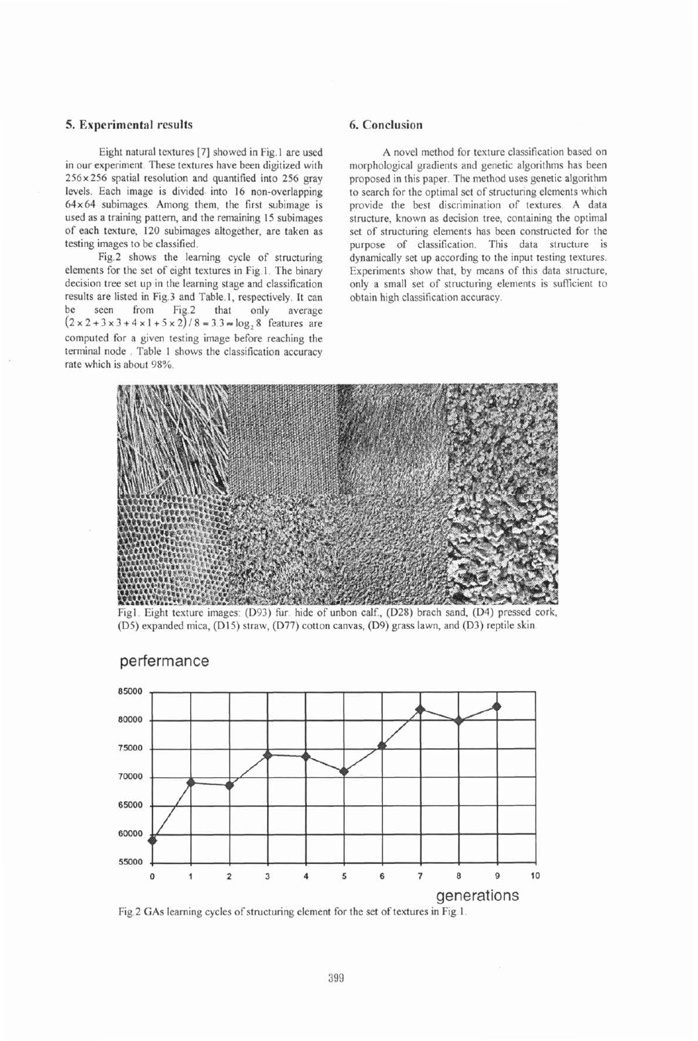## 5. Experimental results

Eight natural textures [7] showed in Fig.1 are used in our experiment. These textures have been digitized with $256 \times 256$ spatial resolution and quantified into 256 gray levels. Each image is divided into 16 non-overlapping $64 \times 64$ subimages. Among them, the first subimage is used as a training pattern, and the remaining 15 subimages of each texture, 120 subimages altogether, are taken as testing images to be classified.

Fig.2 shows the learning cycle of structuring elements for the set of eight textures in Fig.1. The binary decision tree set up in the learning stage and classification results are listed in Fig.3 and Table.1, respectively. It can be seen from Fig.2 that only average $(2 \times 2 + 3 \times 3 + 4 \times 1 + 5 \times 2)/8 = 3.3 \approx \log_2 8$ features are computed for a given testing image before reaching the terminal node . Table 1 shows the classification accuracy rate which is about 98%.

## 6. Conclusion

A novel method for texture classification based on morphological gradients and genetic algorithms has been proposed in this paper. The method uses genetic algorithm to search for the optimal set of structuring elements which provide the best discrimination of textures. A data structure, known as decision tree, containing the optimal set of structuring elements has been constructed for the purpose of classification. This data structure is dynamically set up according to the input testing textures. Experiments show that, by means of this data structure, only a small set of structuring elements is sufficient to obtain high classification accuracy.

Fig1. Eight texture images: (D93) fur. hide of unbon calf., (D28) brach sand, (D4) pressed cork, (D5) expanded mica, (D15) straw, (D77) cotton canvas, (D9) grass lawn, and (D3) reptile skin.

Fig.2 GAs learning cycles of structuring element for the set of textures in Fig.1.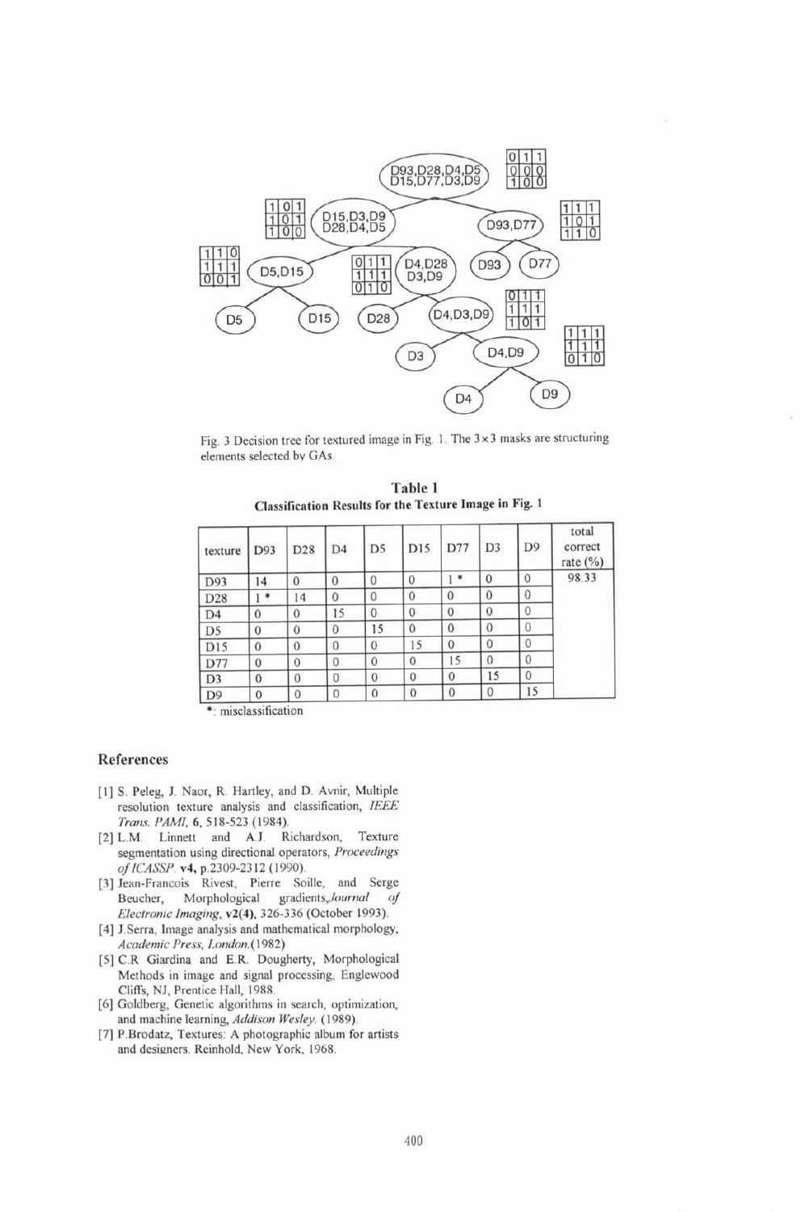D93,D28,D4,D5
D15,D77,D3,D9

D15,D3,D9
D28,D4,D5

D93,D77

D5,D15

D4,D28
D3,D9

D93

D77

D5

D15

D28

D4,D3,D9

D3

D4,D9

D4

D9

Fig. 3 Decision tree for textured image in Fig. 1. The 3×3 masks are structuring elements selected by GAs.

**Table 1**
**Classification Results for the Texture Image in Fig. 1**

| texture | D93 | D28 | D4 | D5 | D15 | D77 | D3 | D9 | total correct rate (%) |
|---|---|---|---|---|---|---|---|---|---|
| D93 | 14 | 0 | 0 | 0 | 0 | 1 * | 0 | 0 | 98.33 |
| D28 | 1 * | 14 | 0 | 0 | 0 | 0 | 0 | 0 | |
| D4 | 0 | 0 | 15 | 0 | 0 | 0 | 0 | 0 | |
| D5 | 0 | 0 | 0 | 15 | 0 | 0 | 0 | 0 | |
| D15 | 0 | 0 | 0 | 0 | 15 | 0 | 0 | 0 | |
| D77 | 0 | 0 | 0 | 0 | 0 | 15 | 0 | 0 | |
| D3 | 0 | 0 | 0 | 0 | 0 | 0 | 15 | 0 | |
| D9 | 0 | 0 | 0 | 0 | 0 | 0 | 0 | 15 | |

*: misclassification

## References

[1] S. Peleg, J. Naor, R. Hartley, and D. Avnir, Multiple resolution texture analysis and classification, *IEEE Trans. PAMI*, **6**, 518-523 (1984).

[2] L.M. Linnett and A.J. Richardson, Texture segmentation using directional operators, *Proceedings of ICASSP*. **v4**, p.2309-2312 (1990).

[3] Jean-Francois Rivest, Pierre Soille, and Serge Beucher, Morphological gradients, *Journal of Electronic Imaging*, **v2(4)**, 326-336 (October 1993).

[4] J.Serra, Image analysis and mathematical morphology, *Academic Press, London*.(1982)

[5] C.R Giardina and E.R. Dougherty, Morphological Methods in image and signal processing, Englewood Cliffs, NJ, Prentice Hall, 1988.

[6] Goldberg, Genetic algorithms in search, optimization, and machine learning, *Addison Wesley*. (1989).

[7] P.Brodatz, Textures: A photographic album for artists and designers. Reinhold, New York, 1968.